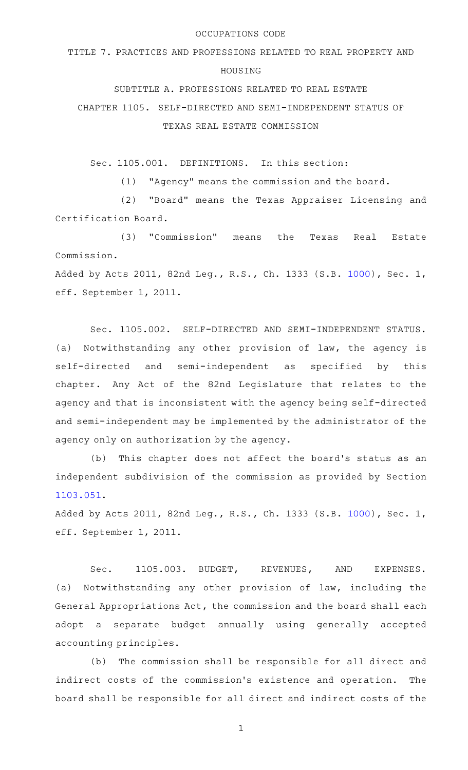OCCUPATIONS CODE

TITLE 7. PRACTICES AND PROFESSIONS RELATED TO REAL PROPERTY AND HOUSING

SUBTITLE A. PROFESSIONS RELATED TO REAL ESTATE

CHAPTER 1105. SELF-DIRECTED AND SEMI-INDEPENDENT STATUS OF TEXAS REAL ESTATE COMMISSION

Sec. 1105.001. DEFINITIONS. In this section:

(1) "Agency" means the commission and the board.

(2) "Board" means the Texas Appraiser Licensing and Certification Board.

(3) "Commission" means the Texas Real Estate Commission.

Added by Acts 2011, 82nd Leg., R.S., Ch. 1333 (S.B. 1000), Sec. 1, eff. September 1, 2011.

Sec. 1105.002. SELF-DIRECTED AND SEMI-INDEPENDENT STATUS. (a) Notwithstanding any other provision of law, the agency is self-directed and semi-independent as specified by this chapter. Any Act of the 82nd Legislature that relates to the agency and that is inconsistent with the agency being self-directed and semi-independent may be implemented by the administrator of the agency only on authorization by the agency.

(b) This chapter does not affect the board's status as an independent subdivision of the commission as provided by Section 1103.051.

Added by Acts 2011, 82nd Leg., R.S., Ch. 1333 (S.B. 1000), Sec. 1, eff. September 1, 2011.

Sec. 1105.003. BUDGET, REVENUES, AND EXPENSES. (a) Notwithstanding any other provision of law, including the General Appropriations Act, the commission and the board shall each adopt a separate budget annually using generally accepted accounting principles.

(b) The commission shall be responsible for all direct and indirect costs of the commission's existence and operation. The board shall be responsible for all direct and indirect costs of the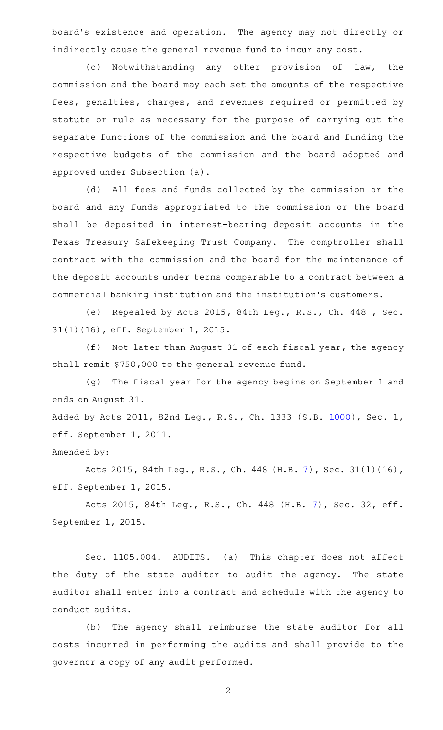board's existence and operation. The agency may not directly or indirectly cause the general revenue fund to incur any cost.

(c) Notwithstanding any other provision of law, the commission and the board may each set the amounts of the respective fees, penalties, charges, and revenues required or permitted by statute or rule as necessary for the purpose of carrying out the separate functions of the commission and the board and funding the respective budgets of the commission and the board adopted and approved under Subsection (a).

(d) All fees and funds collected by the commission or the board and any funds appropriated to the commission or the board shall be deposited in interest-bearing deposit accounts in the Texas Treasury Safekeeping Trust Company. The comptroller shall contract with the commission and the board for the maintenance of the deposit accounts under terms comparable to a contract between a commercial banking institution and the institution's customers.

(e) Repealed by Acts 2015, 84th Leg., R.S., Ch. 448 , Sec. 31(l)(16), eff. September 1, 2015.

(f) Not later than August 31 of each fiscal year, the agency shall remit $750,000 to the general revenue fund.

(g) The fiscal year for the agency begins on September 1 and ends on August 31.

Added by Acts 2011, 82nd Leg., R.S., Ch. 1333 (S.B. 1000), Sec. 1, eff. September 1, 2011.

Amended by:

Acts 2015, 84th Leg., R.S., Ch. 448 (H.B. 7), Sec. 31(l)(16), eff. September 1, 2015.

Acts 2015, 84th Leg., R.S., Ch. 448 (H.B. 7), Sec. 32, eff. September 1, 2015.

Sec. 1105.004. AUDITS. (a) This chapter does not affect the duty of the state auditor to audit the agency. The state auditor shall enter into a contract and schedule with the agency to conduct audits.

(b) The agency shall reimburse the state auditor for all costs incurred in performing the audits and shall provide to the governor a copy of any audit performed.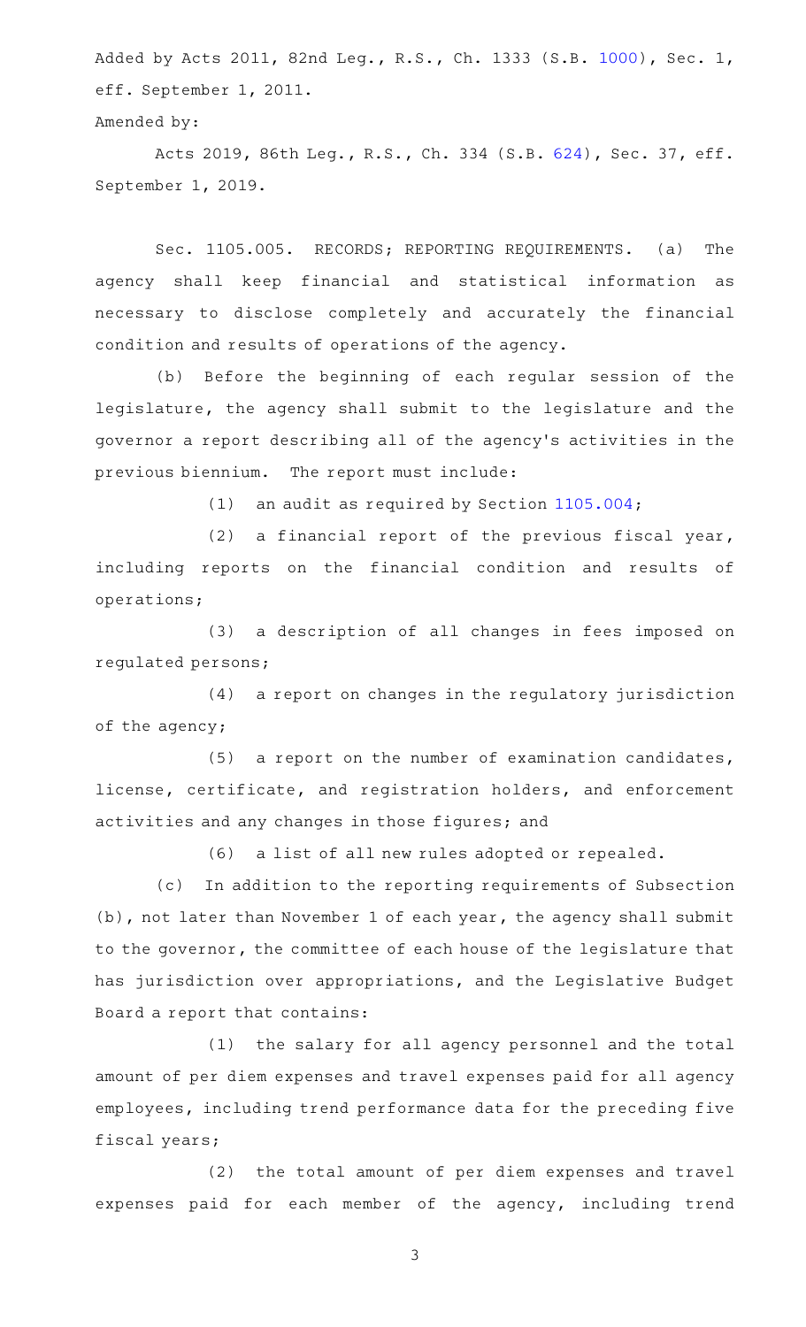Added by Acts 2011, 82nd Leg., R.S., Ch. 1333 (S.B. 1000), Sec. 1, eff. September 1, 2011.

Amended by:

Acts 2019, 86th Leg., R.S., Ch. 334 (S.B. 624), Sec. 37, eff. September 1, 2019.

Sec. 1105.005. RECORDS; REPORTING REQUIREMENTS. (a) The agency shall keep financial and statistical information as necessary to disclose completely and accurately the financial condition and results of operations of the agency.

(b) Before the beginning of each regular session of the legislature, the agency shall submit to the legislature and the governor a report describing all of the agency's activities in the previous biennium. The report must include:

(1) an audit as required by Section 1105.004;

(2) a financial report of the previous fiscal year, including reports on the financial condition and results of operations;

(3) a description of all changes in fees imposed on regulated persons;

(4) a report on changes in the regulatory jurisdiction of the agency;

(5) a report on the number of examination candidates, license, certificate, and registration holders, and enforcement activities and any changes in those figures; and

(6) a list of all new rules adopted or repealed.

(c) In addition to the reporting requirements of Subsection (b), not later than November 1 of each year, the agency shall submit to the governor, the committee of each house of the legislature that has jurisdiction over appropriations, and the Legislative Budget Board a report that contains:

(1) the salary for all agency personnel and the total amount of per diem expenses and travel expenses paid for all agency employees, including trend performance data for the preceding five fiscal years;

(2) the total amount of per diem expenses and travel expenses paid for each member of the agency, including trend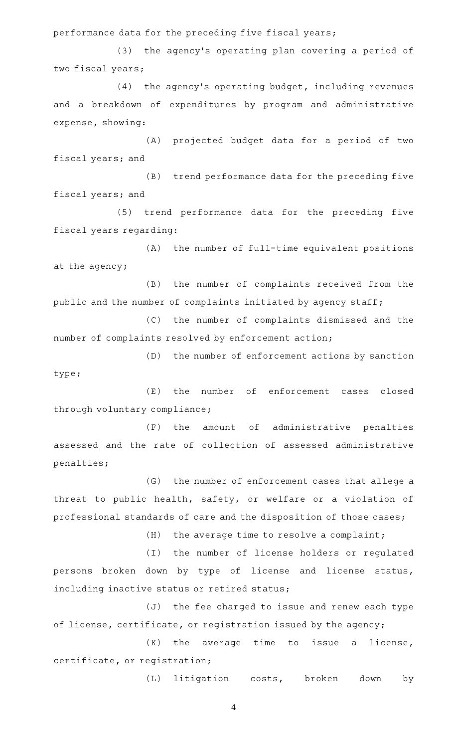performance data for the preceding five fiscal years;

(3) the agency's operating plan covering a period of two fiscal years;

(4) the agency's operating budget, including revenues and a breakdown of expenditures by program and administrative expense, showing:

(A) projected budget data for a period of two fiscal years; and

(B) trend performance data for the preceding five fiscal years; and

(5) trend performance data for the preceding five fiscal years regarding:

(A) the number of full-time equivalent positions at the agency;

(B) the number of complaints received from the public and the number of complaints initiated by agency staff;

(C) the number of complaints dismissed and the number of complaints resolved by enforcement action;

(D) the number of enforcement actions by sanction type;

(E) the number of enforcement cases closed through voluntary compliance;

(F) the amount of administrative penalties assessed and the rate of collection of assessed administrative penalties;

(G) the number of enforcement cases that allege a threat to public health, safety, or welfare or a violation of professional standards of care and the disposition of those cases;

(H) the average time to resolve a complaint;

(I) the number of license holders or regulated persons broken down by type of license and license status, including inactive status or retired status;

(J) the fee charged to issue and renew each type of license, certificate, or registration issued by the agency;

(K) the average time to issue a license, certificate, or registration;

(L) litigation costs, broken down by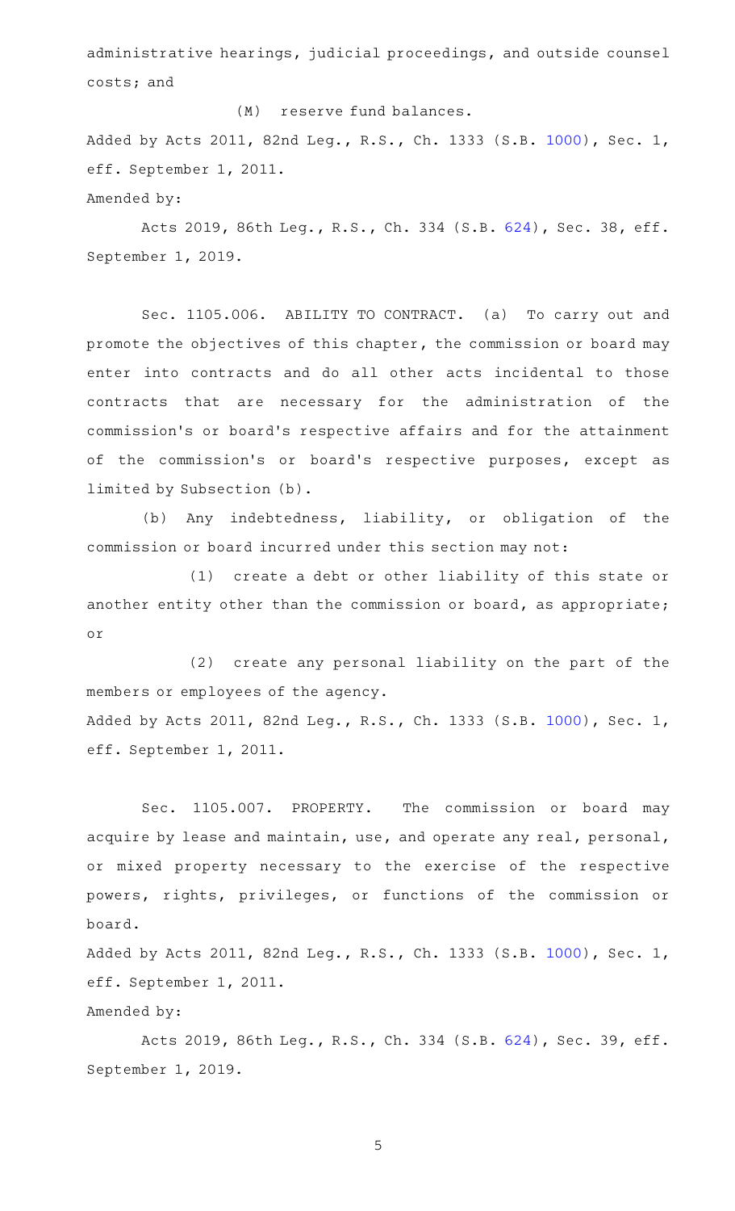administrative hearings, judicial proceedings, and outside counsel costs; and

(M) reserve fund balances.

Added by Acts 2011, 82nd Leg., R.S., Ch. 1333 (S.B. 1000), Sec. 1, eff. September 1, 2011.

Amended by:

Acts 2019, 86th Leg., R.S., Ch. 334 (S.B. 624), Sec. 38, eff. September 1, 2019.

Sec. 1105.006. ABILITY TO CONTRACT. (a) To carry out and promote the objectives of this chapter, the commission or board may enter into contracts and do all other acts incidental to those contracts that are necessary for the administration of the commission's or board's respective affairs and for the attainment of the commission's or board's respective purposes, except as limited by Subsection (b).

(b) Any indebtedness, liability, or obligation of the commission or board incurred under this section may not:

(1) create a debt or other liability of this state or another entity other than the commission or board, as appropriate; or

(2) create any personal liability on the part of the members or employees of the agency.

Added by Acts 2011, 82nd Leg., R.S., Ch. 1333 (S.B. 1000), Sec. 1, eff. September 1, 2011.

Sec. 1105.007. PROPERTY. The commission or board may acquire by lease and maintain, use, and operate any real, personal, or mixed property necessary to the exercise of the respective powers, rights, privileges, or functions of the commission or board.

Added by Acts 2011, 82nd Leg., R.S., Ch. 1333 (S.B. 1000), Sec. 1, eff. September 1, 2011.

Amended by:

Acts 2019, 86th Leg., R.S., Ch. 334 (S.B. 624), Sec. 39, eff. September 1, 2019.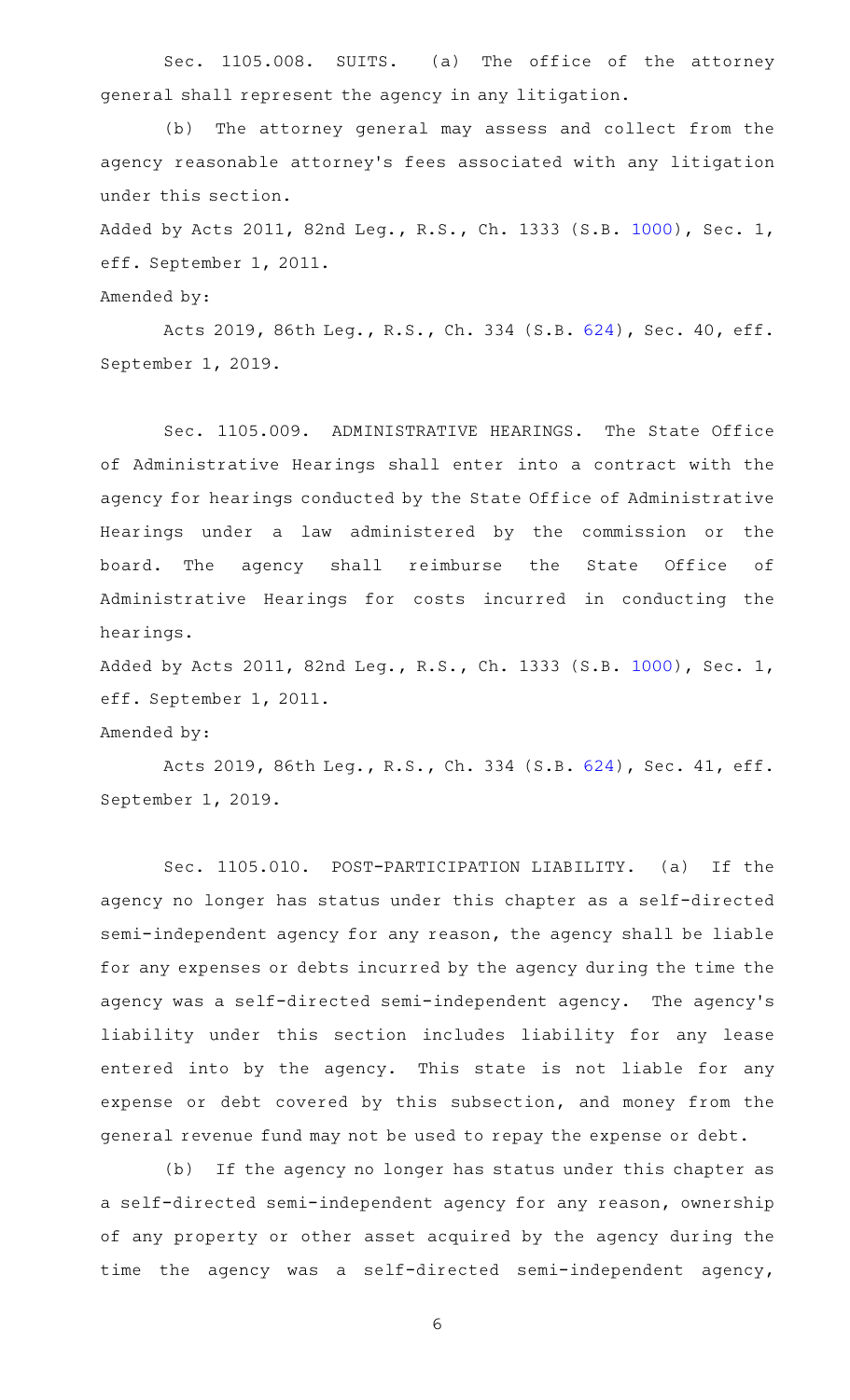Sec. 1105.008. SUITS. (a) The office of the attorney general shall represent the agency in any litigation.

(b) The attorney general may assess and collect from the agency reasonable attorney's fees associated with any litigation under this section.

Added by Acts 2011, 82nd Leg., R.S., Ch. 1333 (S.B. 1000), Sec. 1, eff. September 1, 2011.

Amended by:

Acts 2019, 86th Leg., R.S., Ch. 334 (S.B. 624), Sec. 40, eff. September 1, 2019.

Sec. 1105.009. ADMINISTRATIVE HEARINGS. The State Office of Administrative Hearings shall enter into a contract with the agency for hearings conducted by the State Office of Administrative Hearings under a law administered by the commission or the board. The agency shall reimburse the State Office of Administrative Hearings for costs incurred in conducting the hearings.

Added by Acts 2011, 82nd Leg., R.S., Ch. 1333 (S.B. 1000), Sec. 1, eff. September 1, 2011.

Amended by:

Acts 2019, 86th Leg., R.S., Ch. 334 (S.B. 624), Sec. 41, eff. September 1, 2019.

Sec. 1105.010. POST-PARTICIPATION LIABILITY. (a) If the agency no longer has status under this chapter as a self-directed semi-independent agency for any reason, the agency shall be liable for any expenses or debts incurred by the agency during the time the agency was a self-directed semi-independent agency. The agency's liability under this section includes liability for any lease entered into by the agency. This state is not liable for any expense or debt covered by this subsection, and money from the general revenue fund may not be used to repay the expense or debt.

(b) If the agency no longer has status under this chapter as a self-directed semi-independent agency for any reason, ownership of any property or other asset acquired by the agency during the time the agency was a self-directed semi-independent agency,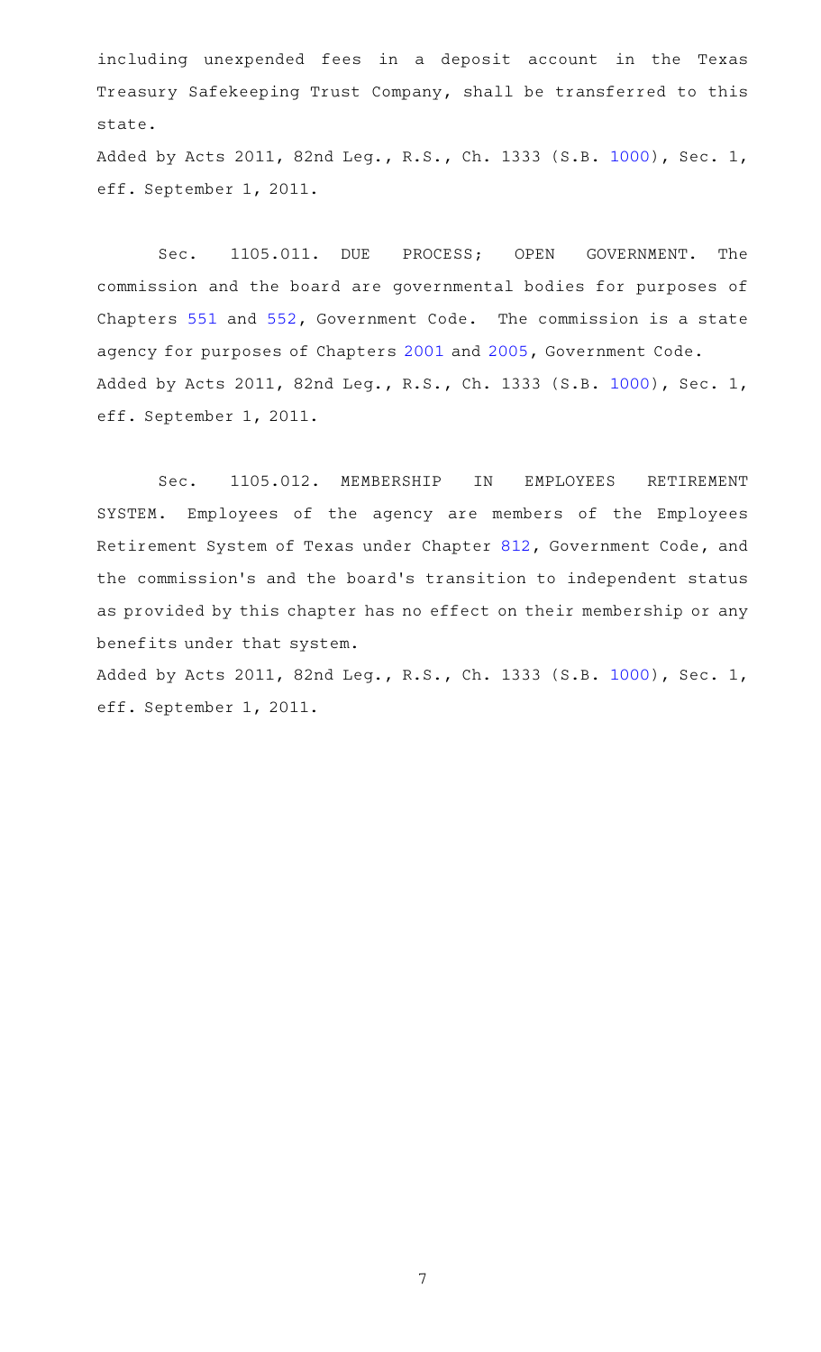including unexpended fees in a deposit account in the Texas Treasury Safekeeping Trust Company, shall be transferred to this state.

Added by Acts 2011, 82nd Leg., R.S., Ch. 1333 (S.B. 1000), Sec. 1, eff. September 1, 2011.

Sec. 1105.011. DUE PROCESS; OPEN GOVERNMENT. The commission and the board are governmental bodies for purposes of Chapters 551 and 552, Government Code. The commission is a state agency for purposes of Chapters 2001 and 2005, Government Code.

Added by Acts 2011, 82nd Leg., R.S., Ch. 1333 (S.B. 1000), Sec. 1, eff. September 1, 2011.

Sec. 1105.012. MEMBERSHIP IN EMPLOYEES RETIREMENT SYSTEM. Employees of the agency are members of the Employees Retirement System of Texas under Chapter 812, Government Code, and the commission's and the board's transition to independent status as provided by this chapter has no effect on their membership or any benefits under that system.

Added by Acts 2011, 82nd Leg., R.S., Ch. 1333 (S.B. 1000), Sec. 1, eff. September 1, 2011.